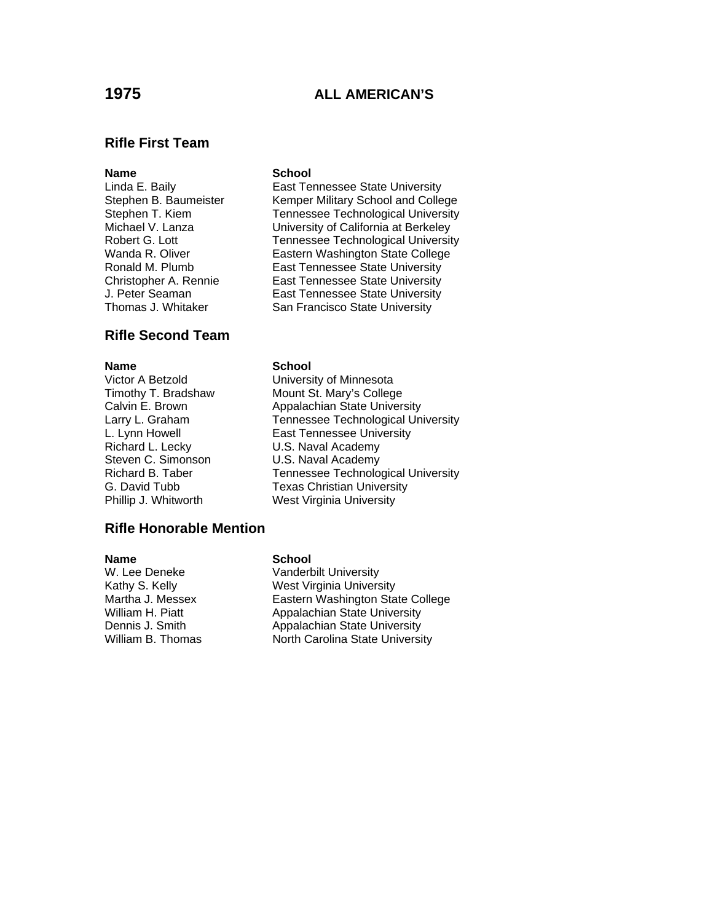# 1975 ALL AMERICAN'S

## Rifle First Team

| Name | School |
|---|---|
| Linda E. Baily | East Tennessee State University |
| Stephen B. Baumeister | Kemper Military School and College |
| Stephen T. Kiem | Tennessee Technological University |
| Michael V. Lanza | University of California at Berkeley |
| Robert G. Lott | Tennessee Technological University |
| Wanda R. Oliver | Eastern Washington State College |
| Ronald M. Plumb | East Tennessee State University |
| Christopher A. Rennie | East Tennessee State University |
| J. Peter Seaman | East Tennessee State University |
| Thomas J. Whitaker | San Francisco State University |

## Rifle Second Team

| Name | School |
|---|---|
| Victor A Betzold | University of Minnesota |
| Timothy T. Bradshaw | Mount St. Mary's College |
| Calvin E. Brown | Appalachian State University |
| Larry L. Graham | Tennessee Technological University |
| L. Lynn Howell | East Tennessee University |
| Richard L. Lecky | U.S. Naval Academy |
| Steven C. Simonson | U.S. Naval Academy |
| Richard B. Taber | Tennessee Technological University |
| G. David Tubb | Texas Christian University |
| Phillip J. Whitworth | West Virginia University |

## Rifle Honorable Mention

| Name | School |
|---|---|
| W. Lee Deneke | Vanderbilt University |
| Kathy S. Kelly | West Virginia University |
| Martha J. Messex | Eastern Washington State College |
| William H. Piatt | Appalachian State University |
| Dennis J. Smith | Appalachian State University |
| William B. Thomas | North Carolina State University |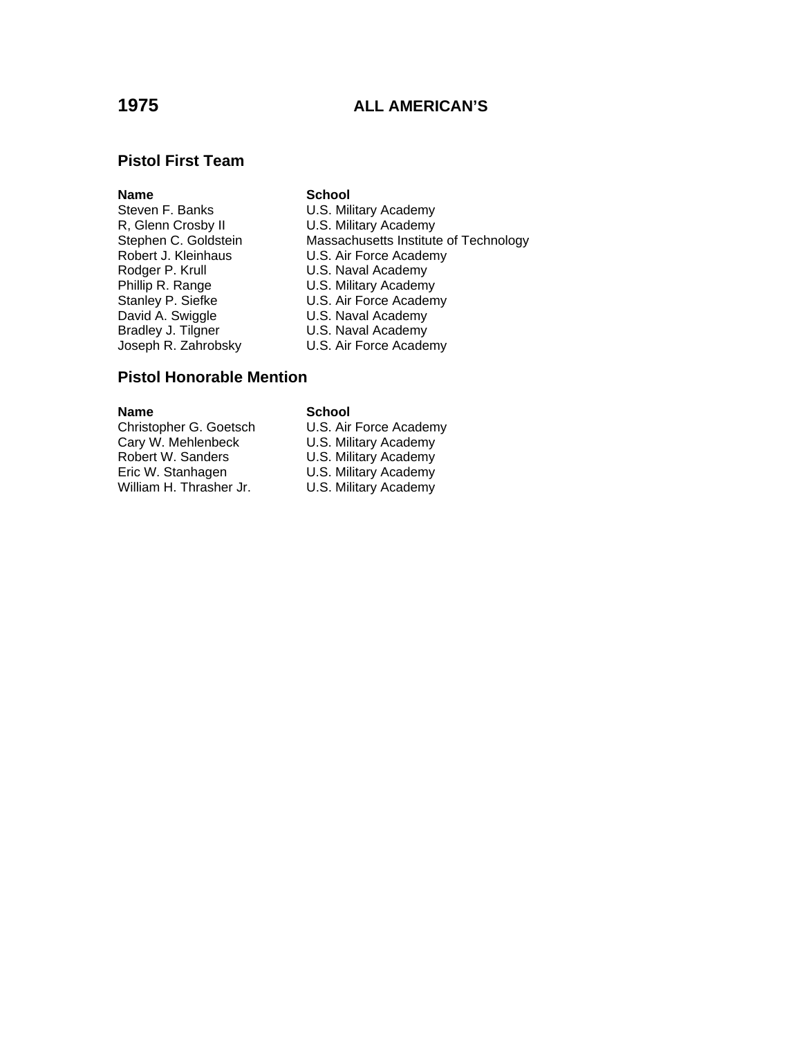# 1975 ALL AMERICAN'S

## Pistol First Team

| Name | School |
| --- | --- |
| Steven F. Banks | U.S. Military Academy |
| R, Glenn Crosby II | U.S. Military Academy |
| Stephen C. Goldstein | Massachusetts Institute of Technology |
| Robert J. Kleinhaus | U.S. Air Force Academy |
| Rodger P. Krull | U.S. Naval Academy |
| Phillip R. Range | U.S. Military Academy |
| Stanley P. Siefke | U.S. Air Force Academy |
| David A. Swiggle | U.S. Naval Academy |
| Bradley J. Tilgner | U.S. Naval Academy |
| Joseph R. Zahrobsky | U.S. Air Force Academy |

## Pistol Honorable Mention

| Name | School |
| --- | --- |
| Christopher G. Goetsch | U.S. Air Force Academy |
| Cary W. Mehlenbeck | U.S. Military Academy |
| Robert W. Sanders | U.S. Military Academy |
| Eric W. Stanhagen | U.S. Military Academy |
| William H. Thrasher Jr. | U.S. Military Academy |